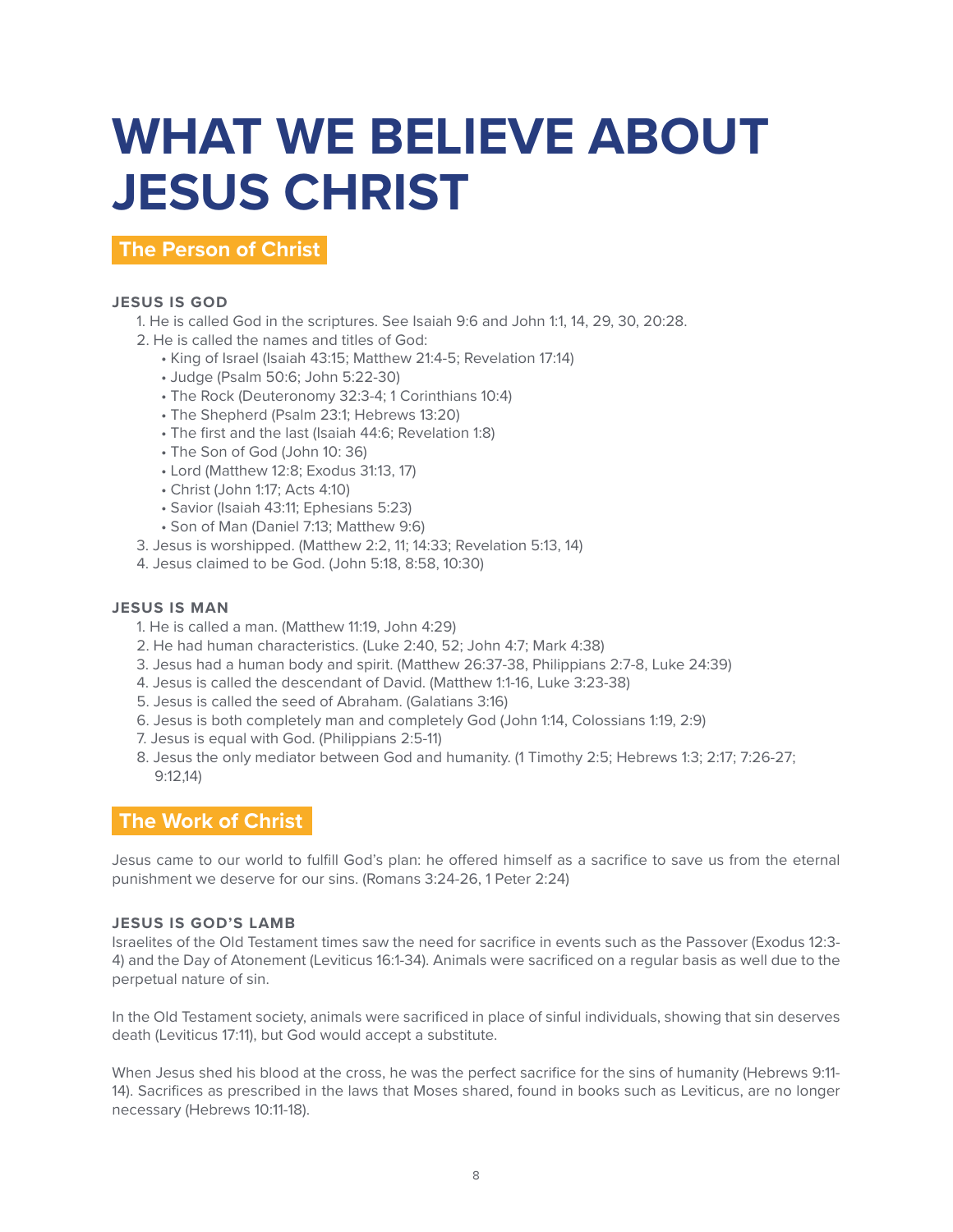# WHAT WE BELIEVE ABOUT JESUS CHRIST

## The Person of Christ

### JESUS IS GOD

1. He is called God in the scriptures. See Isaiah 9:6 and John 1:1, 14, 29, 30, 20:28.
2. He is called the names and titles of God:
   - King of Israel (Isaiah 43:15; Matthew 21:4-5; Revelation 17:14)
   - Judge (Psalm 50:6; John 5:22-30)
   - The Rock (Deuteronomy 32:3-4; 1 Corinthians 10:4)
   - The Shepherd (Psalm 23:1; Hebrews 13:20)
   - The first and the last (Isaiah 44:6; Revelation 1:8)
   - The Son of God (John 10: 36)
   - Lord (Matthew 12:8; Exodus 31:13, 17)
   - Christ (John 1:17; Acts 4:10)
   - Savior (Isaiah 43:11; Ephesians 5:23)
   - Son of Man (Daniel 7:13; Matthew 9:6)
3. Jesus is worshipped. (Matthew 2:2, 11; 14:33; Revelation 5:13, 14)
4. Jesus claimed to be God. (John 5:18, 8:58, 10:30)

### JESUS IS MAN

1. He is called a man. (Matthew 11:19, John 4:29)
2. He had human characteristics. (Luke 2:40, 52; John 4:7; Mark 4:38)
3. Jesus had a human body and spirit. (Matthew 26:37-38, Philippians 2:7-8, Luke 24:39)
4. Jesus is called the descendant of David. (Matthew 1:1-16, Luke 3:23-38)
5. Jesus is called the seed of Abraham. (Galatians 3:16)
6. Jesus is both completely man and completely God (John 1:14, Colossians 1:19, 2:9)
7. Jesus is equal with God. (Philippians 2:5-11)
8. Jesus the only mediator between God and humanity. (1 Timothy 2:5; Hebrews 1:3; 2:17; 7:26-27; 9:12,14)

## The Work of Christ

Jesus came to our world to fulfill God's plan: he offered himself as a sacrifice to save us from the eternal punishment we deserve for our sins. (Romans 3:24-26, 1 Peter 2:24)

### JESUS IS GOD'S LAMB

Israelites of the Old Testament times saw the need for sacrifice in events such as the Passover (Exodus 12:3-4) and the Day of Atonement (Leviticus 16:1-34). Animals were sacrificed on a regular basis as well due to the perpetual nature of sin.

In the Old Testament society, animals were sacrificed in place of sinful individuals, showing that sin deserves death (Leviticus 17:11), but God would accept a substitute.

When Jesus shed his blood at the cross, he was the perfect sacrifice for the sins of humanity (Hebrews 9:11-14). Sacrifices as prescribed in the laws that Moses shared, found in books such as Leviticus, are no longer necessary (Hebrews 10:11-18).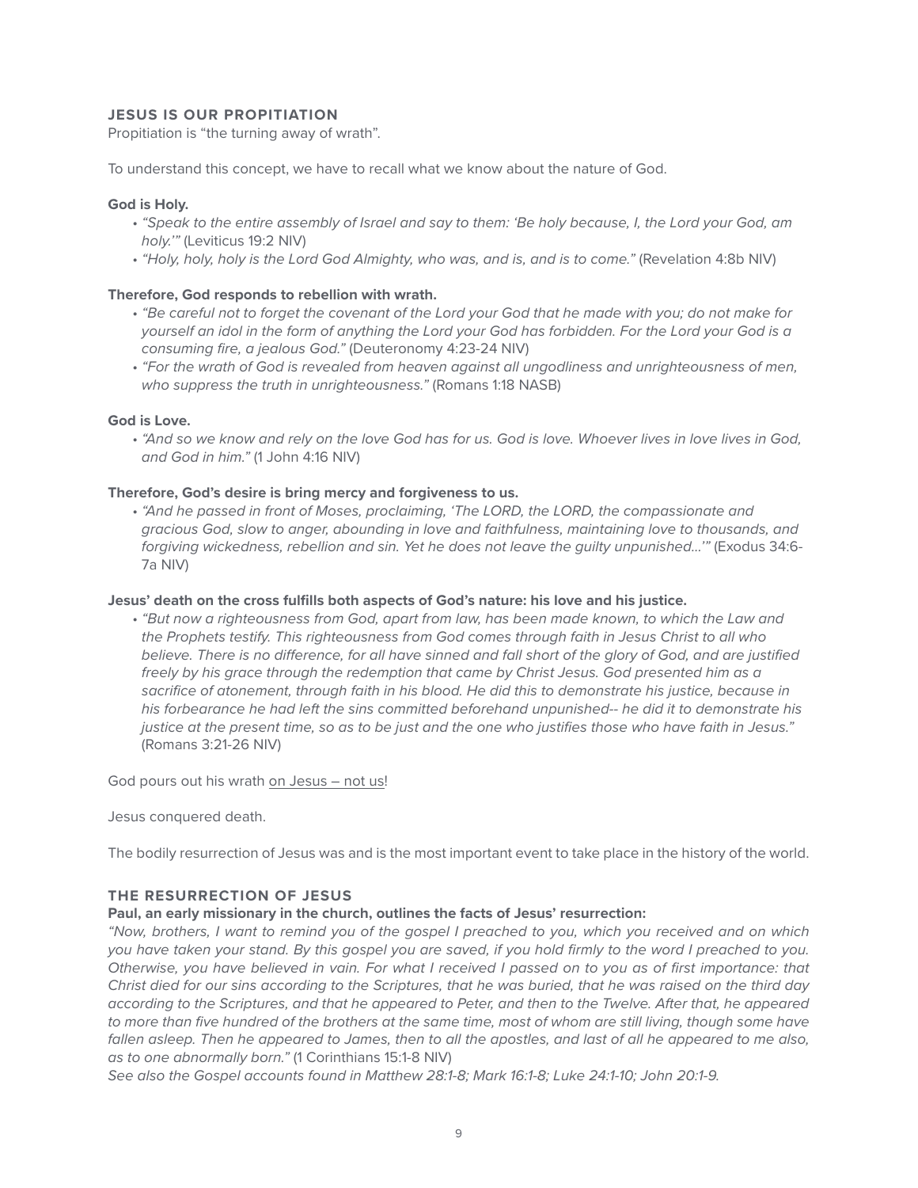## JESUS IS OUR PROPITIATION

Propitiation is "the turning away of wrath".

To understand this concept, we have to recall what we know about the nature of God.

**God is Holy.**

- *"Speak to the entire assembly of Israel and say to them: 'Be holy because, I, the Lord your God, am holy.'"* (Leviticus 19:2 NIV)
- *"Holy, holy, holy is the Lord God Almighty, who was, and is, and is to come."* (Revelation 4:8b NIV)

**Therefore, God responds to rebellion with wrath.**

- *"Be careful not to forget the covenant of the Lord your God that he made with you; do not make for yourself an idol in the form of anything the Lord your God has forbidden. For the Lord your God is a consuming fire, a jealous God."* (Deuteronomy 4:23-24 NIV)
- *"For the wrath of God is revealed from heaven against all ungodliness and unrighteousness of men, who suppress the truth in unrighteousness."* (Romans 1:18 NASB)

**God is Love.**

- *"And so we know and rely on the love God has for us. God is love. Whoever lives in love lives in God, and God in him."* (1 John 4:16 NIV)

**Therefore, God's desire is bring mercy and forgiveness to us.**

- *"And he passed in front of Moses, proclaiming, 'The LORD, the LORD, the compassionate and gracious God, slow to anger, abounding in love and faithfulness, maintaining love to thousands, and forgiving wickedness, rebellion and sin. Yet he does not leave the guilty unpunished...'"* (Exodus 34:6-7a NIV)

**Jesus' death on the cross fulfills both aspects of God's nature: his love and his justice.**

- *"But now a righteousness from God, apart from law, has been made known, to which the Law and the Prophets testify. This righteousness from God comes through faith in Jesus Christ to all who believe. There is no difference, for all have sinned and fall short of the glory of God, and are justified freely by his grace through the redemption that came by Christ Jesus. God presented him as a sacrifice of atonement, through faith in his blood. He did this to demonstrate his justice, because in his forbearance he had left the sins committed beforehand unpunished-- he did it to demonstrate his justice at the present time, so as to be just and the one who justifies those who have faith in Jesus."* (Romans 3:21-26 NIV)

God pours out his wrath on Jesus – not us!

Jesus conquered death.

The bodily resurrection of Jesus was and is the most important event to take place in the history of the world.

## THE RESURRECTION OF JESUS

**Paul, an early missionary in the church, outlines the facts of Jesus' resurrection:**

*"Now, brothers, I want to remind you of the gospel I preached to you, which you received and on which you have taken your stand. By this gospel you are saved, if you hold firmly to the word I preached to you. Otherwise, you have believed in vain. For what I received I passed on to you as of first importance: that Christ died for our sins according to the Scriptures, that he was buried, that he was raised on the third day according to the Scriptures, and that he appeared to Peter, and then to the Twelve. After that, he appeared to more than five hundred of the brothers at the same time, most of whom are still living, though some have fallen asleep. Then he appeared to James, then to all the apostles, and last of all he appeared to me also, as to one abnormally born."* (1 Corinthians 15:1-8 NIV)

*See also the Gospel accounts found in Matthew 28:1-8; Mark 16:1-8; Luke 24:1-10; John 20:1-9.*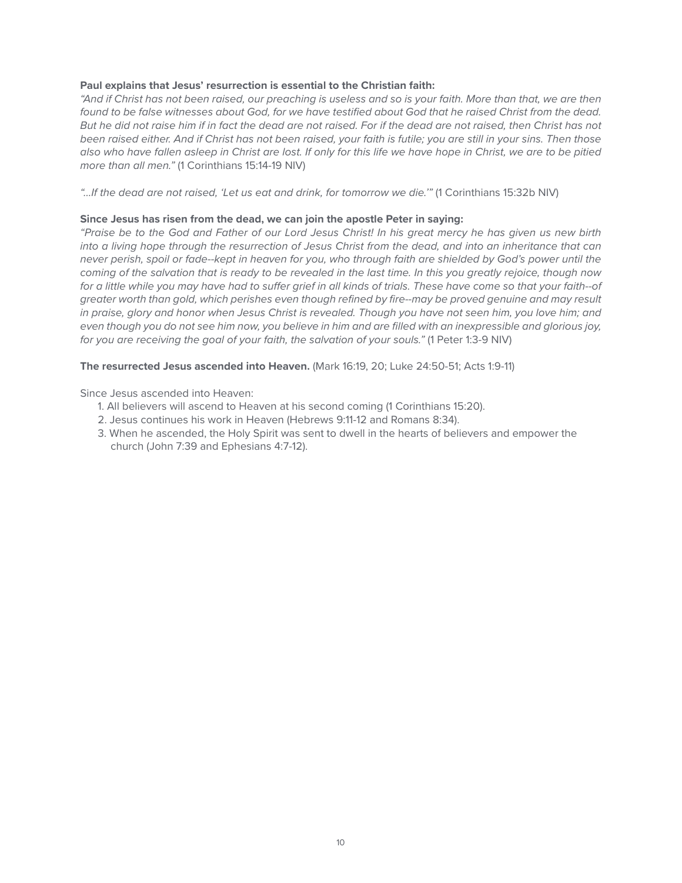**Paul explains that Jesus' resurrection is essential to the Christian faith:**
*"And if Christ has not been raised, our preaching is useless and so is your faith. More than that, we are then found to be false witnesses about God, for we have testified about God that he raised Christ from the dead. But he did not raise him if in fact the dead are not raised. For if the dead are not raised, then Christ has not been raised either. And if Christ has not been raised, your faith is futile; you are still in your sins. Then those also who have fallen asleep in Christ are lost. If only for this life we have hope in Christ, we are to be pitied more than all men."* (1 Corinthians 15:14-19 NIV)

*"...If the dead are not raised, 'Let us eat and drink, for tomorrow we die.'"* (1 Corinthians 15:32b NIV)

**Since Jesus has risen from the dead, we can join the apostle Peter in saying:**
*"Praise be to the God and Father of our Lord Jesus Christ! In his great mercy he has given us new birth into a living hope through the resurrection of Jesus Christ from the dead, and into an inheritance that can never perish, spoil or fade--kept in heaven for you, who through faith are shielded by God's power until the coming of the salvation that is ready to be revealed in the last time. In this you greatly rejoice, though now for a little while you may have had to suffer grief in all kinds of trials. These have come so that your faith--of greater worth than gold, which perishes even though refined by fire--may be proved genuine and may result in praise, glory and honor when Jesus Christ is revealed. Though you have not seen him, you love him; and even though you do not see him now, you believe in him and are filled with an inexpressible and glorious joy, for you are receiving the goal of your faith, the salvation of your souls."* (1 Peter 1:3-9 NIV)

**The resurrected Jesus ascended into Heaven.** (Mark 16:19, 20; Luke 24:50-51; Acts 1:9-11)

Since Jesus ascended into Heaven:

1. All believers will ascend to Heaven at his second coming (1 Corinthians 15:20).
2. Jesus continues his work in Heaven (Hebrews 9:11-12 and Romans 8:34).
3. When he ascended, the Holy Spirit was sent to dwell in the hearts of believers and empower the church (John 7:39 and Ephesians 4:7-12).